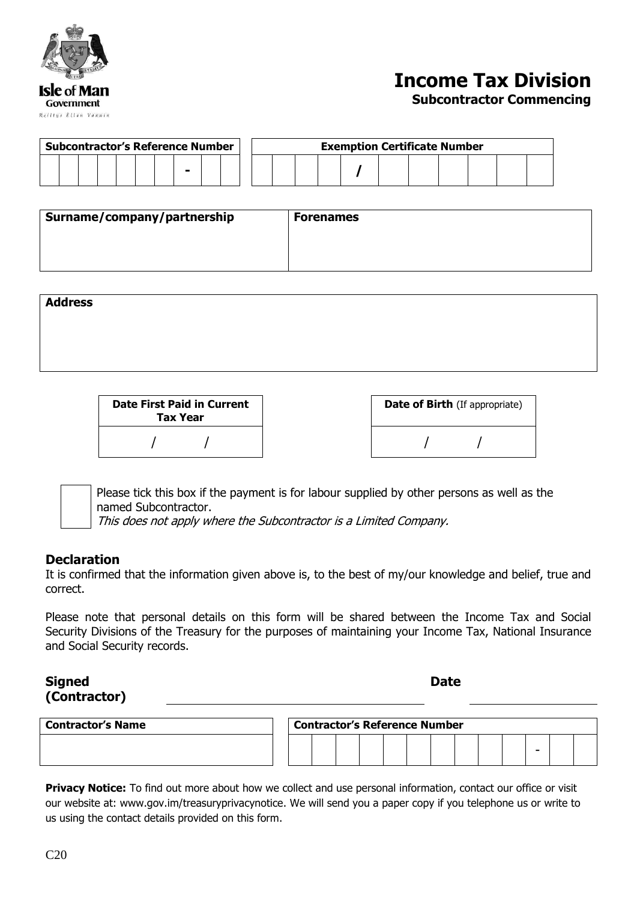Isle of Man Government

Reiltys Ellan Vannin

# Income Tax Division

## Subcontractor Commencing

| Subcontractor's Reference Number |
|---|
| - |

| Exemption Certificate Number |
|---|
| / |

| Surname/company/partnership | Forenames |
|---|---|
| | |

| Address |
|---|
| |

| Date First Paid in Current Tax Year |
|---|
| / / |

| Date of Birth (If appropriate) |
|---|
| / / |

☐ Please tick this box if the payment is for labour supplied by other persons as well as the named Subcontractor.
*This does not apply where the Subcontractor is a Limited Company.*

### Declaration

It is confirmed that the information given above is, to the best of my/our knowledge and belief, true and correct.

Please note that personal details on this form will be shared between the Income Tax and Social Security Divisions of the Treasury for the purposes of maintaining your Income Tax, National Insurance and Social Security records.

**Signed (Contractor)** ______________________ **Date** ____________

| Contractor's Name | Contractor's Reference Number |
|---|---|
| | - |

**Privacy Notice:** To find out more about how we collect and use personal information, contact our office or visit our website at: www.gov.im/treasuryprivacynotice. We will send you a paper copy if you telephone us or write to us using the contact details provided on this form.

C20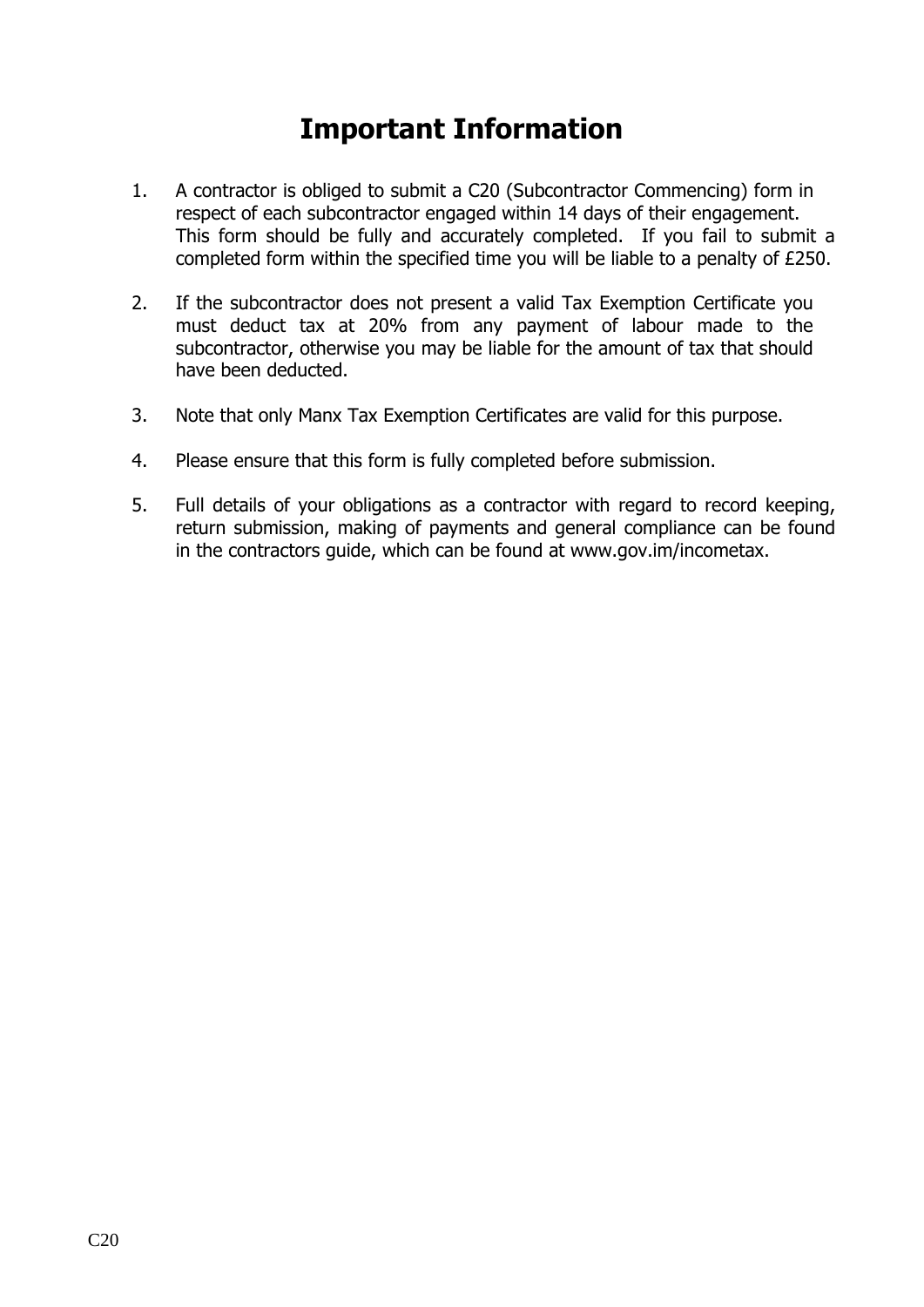# Important Information

1. A contractor is obliged to submit a C20 (Subcontractor Commencing) form in respect of each subcontractor engaged within 14 days of their engagement. This form should be fully and accurately completed. If you fail to submit a completed form within the specified time you will be liable to a penalty of £250.

2. If the subcontractor does not present a valid Tax Exemption Certificate you must deduct tax at 20% from any payment of labour made to the subcontractor, otherwise you may be liable for the amount of tax that should have been deducted.

3. Note that only Manx Tax Exemption Certificates are valid for this purpose.

4. Please ensure that this form is fully completed before submission.

5. Full details of your obligations as a contractor with regard to record keeping, return submission, making of payments and general compliance can be found in the contractors guide, which can be found at www.gov.im/incometax.